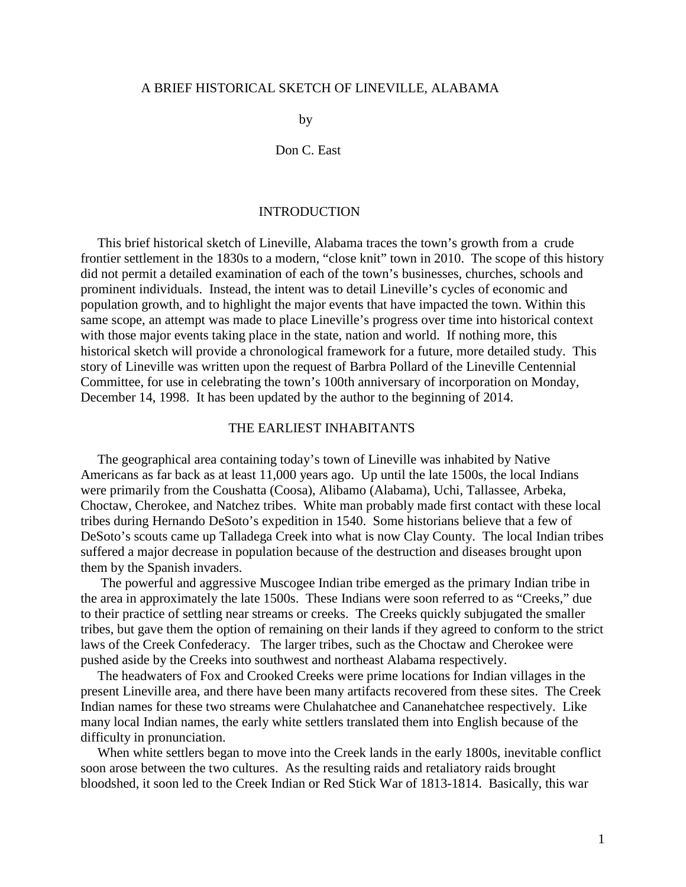# A BRIEF HISTORICAL SKETCH OF LINEVILLE, ALABAMA

by

Don C. East

## INTRODUCTION

This brief historical sketch of Lineville, Alabama traces the town's growth from a crude frontier settlement in the 1830s to a modern, "close knit" town in 2010. The scope of this history did not permit a detailed examination of each of the town's businesses, churches, schools and prominent individuals. Instead, the intent was to detail Lineville's cycles of economic and population growth, and to highlight the major events that have impacted the town. Within this same scope, an attempt was made to place Lineville's progress over time into historical context with those major events taking place in the state, nation and world. If nothing more, this historical sketch will provide a chronological framework for a future, more detailed study. This story of Lineville was written upon the request of Barbra Pollard of the Lineville Centennial Committee, for use in celebrating the town's 100th anniversary of incorporation on Monday, December 14, 1998. It has been updated by the author to the beginning of 2014.

## THE EARLIEST INHABITANTS

The geographical area containing today's town of Lineville was inhabited by Native Americans as far back as at least 11,000 years ago. Up until the late 1500s, the local Indians were primarily from the Coushatta (Coosa), Alibamo (Alabama), Uchi, Tallassee, Arbeka, Choctaw, Cherokee, and Natchez tribes. White man probably made first contact with these local tribes during Hernando DeSoto's expedition in 1540. Some historians believe that a few of DeSoto's scouts came up Talladega Creek into what is now Clay County. The local Indian tribes suffered a major decrease in population because of the destruction and diseases brought upon them by the Spanish invaders.

The powerful and aggressive Muscogee Indian tribe emerged as the primary Indian tribe in the area in approximately the late 1500s. These Indians were soon referred to as "Creeks," due to their practice of settling near streams or creeks. The Creeks quickly subjugated the smaller tribes, but gave them the option of remaining on their lands if they agreed to conform to the strict laws of the Creek Confederacy. The larger tribes, such as the Choctaw and Cherokee were pushed aside by the Creeks into southwest and northeast Alabama respectively.

The headwaters of Fox and Crooked Creeks were prime locations for Indian villages in the present Lineville area, and there have been many artifacts recovered from these sites. The Creek Indian names for these two streams were Chulahatchee and Cananehatchee respectively. Like many local Indian names, the early white settlers translated them into English because of the difficulty in pronunciation.

When white settlers began to move into the Creek lands in the early 1800s, inevitable conflict soon arose between the two cultures. As the resulting raids and retaliatory raids brought bloodshed, it soon led to the Creek Indian or Red Stick War of 1813-1814. Basically, this war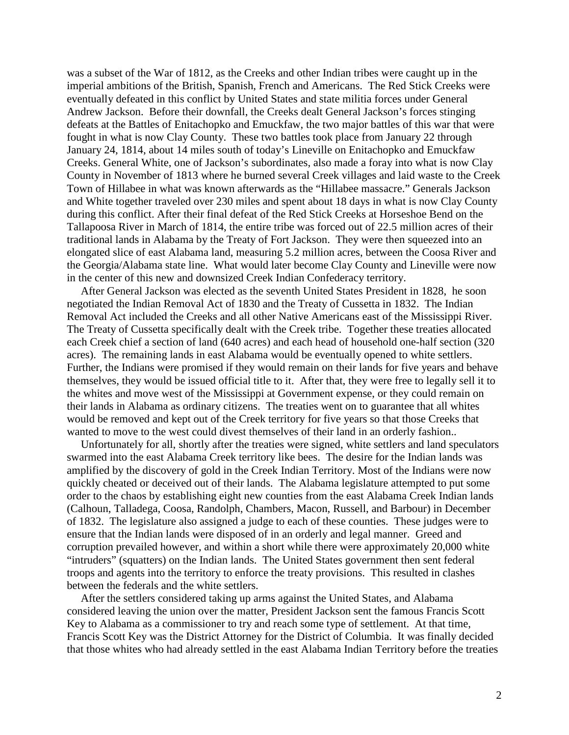was a subset of the War of 1812, as the Creeks and other Indian tribes were caught up in the imperial ambitions of the British, Spanish, French and Americans. The Red Stick Creeks were eventually defeated in this conflict by United States and state militia forces under General Andrew Jackson. Before their downfall, the Creeks dealt General Jackson's forces stinging defeats at the Battles of Enitachopko and Emuckfaw, the two major battles of this war that were fought in what is now Clay County. These two battles took place from January 22 through January 24, 1814, about 14 miles south of today's Lineville on Enitachopko and Emuckfaw Creeks. General White, one of Jackson's subordinates, also made a foray into what is now Clay County in November of 1813 where he burned several Creek villages and laid waste to the Creek Town of Hillabee in what was known afterwards as the "Hillabee massacre." Generals Jackson and White together traveled over 230 miles and spent about 18 days in what is now Clay County during this conflict. After their final defeat of the Red Stick Creeks at Horseshoe Bend on the Tallapoosa River in March of 1814, the entire tribe was forced out of 22.5 million acres of their traditional lands in Alabama by the Treaty of Fort Jackson. They were then squeezed into an elongated slice of east Alabama land, measuring 5.2 million acres, between the Coosa River and the Georgia/Alabama state line. What would later become Clay County and Lineville were now in the center of this new and downsized Creek Indian Confederacy territory.

After General Jackson was elected as the seventh United States President in 1828, he soon negotiated the Indian Removal Act of 1830 and the Treaty of Cussetta in 1832. The Indian Removal Act included the Creeks and all other Native Americans east of the Mississippi River. The Treaty of Cussetta specifically dealt with the Creek tribe. Together these treaties allocated each Creek chief a section of land (640 acres) and each head of household one-half section (320 acres). The remaining lands in east Alabama would be eventually opened to white settlers. Further, the Indians were promised if they would remain on their lands for five years and behave themselves, they would be issued official title to it. After that, they were free to legally sell it to the whites and move west of the Mississippi at Government expense, or they could remain on their lands in Alabama as ordinary citizens. The treaties went on to guarantee that all whites would be removed and kept out of the Creek territory for five years so that those Creeks that wanted to move to the west could divest themselves of their land in an orderly fashion..

Unfortunately for all, shortly after the treaties were signed, white settlers and land speculators swarmed into the east Alabama Creek territory like bees. The desire for the Indian lands was amplified by the discovery of gold in the Creek Indian Territory. Most of the Indians were now quickly cheated or deceived out of their lands. The Alabama legislature attempted to put some order to the chaos by establishing eight new counties from the east Alabama Creek Indian lands (Calhoun, Talladega, Coosa, Randolph, Chambers, Macon, Russell, and Barbour) in December of 1832. The legislature also assigned a judge to each of these counties. These judges were to ensure that the Indian lands were disposed of in an orderly and legal manner. Greed and corruption prevailed however, and within a short while there were approximately 20,000 white "intruders" (squatters) on the Indian lands. The United States government then sent federal troops and agents into the territory to enforce the treaty provisions. This resulted in clashes between the federals and the white settlers.

After the settlers considered taking up arms against the United States, and Alabama considered leaving the union over the matter, President Jackson sent the famous Francis Scott Key to Alabama as a commissioner to try and reach some type of settlement. At that time, Francis Scott Key was the District Attorney for the District of Columbia. It was finally decided that those whites who had already settled in the east Alabama Indian Territory before the treaties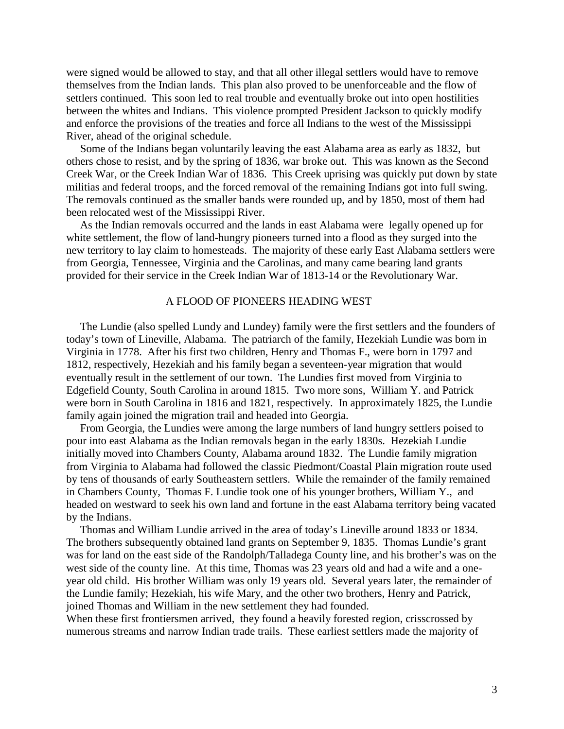were signed would be allowed to stay, and that all other illegal settlers would have to remove themselves from the Indian lands. This plan also proved to be unenforceable and the flow of settlers continued. This soon led to real trouble and eventually broke out into open hostilities between the whites and Indians. This violence prompted President Jackson to quickly modify and enforce the provisions of the treaties and force all Indians to the west of the Mississippi River, ahead of the original schedule.

Some of the Indians began voluntarily leaving the east Alabama area as early as 1832, but others chose to resist, and by the spring of 1836, war broke out. This was known as the Second Creek War, or the Creek Indian War of 1836. This Creek uprising was quickly put down by state militias and federal troops, and the forced removal of the remaining Indians got into full swing. The removals continued as the smaller bands were rounded up, and by 1850, most of them had been relocated west of the Mississippi River.

As the Indian removals occurred and the lands in east Alabama were legally opened up for white settlement, the flow of land-hungry pioneers turned into a flood as they surged into the new territory to lay claim to homesteads. The majority of these early East Alabama settlers were from Georgia, Tennessee, Virginia and the Carolinas, and many came bearing land grants provided for their service in the Creek Indian War of 1813-14 or the Revolutionary War.

## A FLOOD OF PIONEERS HEADING WEST

The Lundie (also spelled Lundy and Lundey) family were the first settlers and the founders of today's town of Lineville, Alabama. The patriarch of the family, Hezekiah Lundie was born in Virginia in 1778. After his first two children, Henry and Thomas F., were born in 1797 and 1812, respectively, Hezekiah and his family began a seventeen-year migration that would eventually result in the settlement of our town. The Lundies first moved from Virginia to Edgefield County, South Carolina in around 1815. Two more sons, William Y. and Patrick were born in South Carolina in 1816 and 1821, respectively. In approximately 1825, the Lundie family again joined the migration trail and headed into Georgia.

From Georgia, the Lundies were among the large numbers of land hungry settlers poised to pour into east Alabama as the Indian removals began in the early 1830s. Hezekiah Lundie initially moved into Chambers County, Alabama around 1832. The Lundie family migration from Virginia to Alabama had followed the classic Piedmont/Coastal Plain migration route used by tens of thousands of early Southeastern settlers. While the remainder of the family remained in Chambers County, Thomas F. Lundie took one of his younger brothers, William Y., and headed on westward to seek his own land and fortune in the east Alabama territory being vacated by the Indians.

Thomas and William Lundie arrived in the area of today's Lineville around 1833 or 1834. The brothers subsequently obtained land grants on September 9, 1835. Thomas Lundie's grant was for land on the east side of the Randolph/Talladega County line, and his brother's was on the west side of the county line. At this time, Thomas was 23 years old and had a wife and a one-year old child. His brother William was only 19 years old. Several years later, the remainder of the Lundie family; Hezekiah, his wife Mary, and the other two brothers, Henry and Patrick, joined Thomas and William in the new settlement they had founded.

When these first frontiersmen arrived, they found a heavily forested region, crisscrossed by numerous streams and narrow Indian trade trails. These earliest settlers made the majority of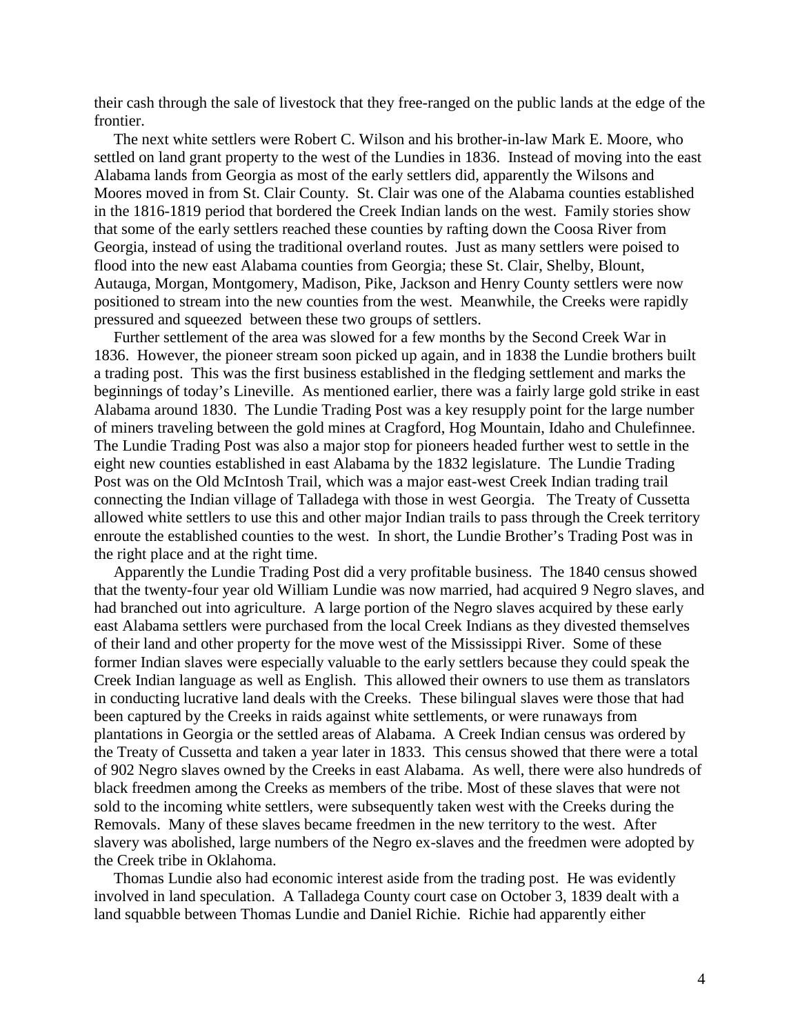their cash through the sale of livestock that they free-ranged on the public lands at the edge of the frontier.

The next white settlers were Robert C. Wilson and his brother-in-law Mark E. Moore, who settled on land grant property to the west of the Lundies in 1836. Instead of moving into the east Alabama lands from Georgia as most of the early settlers did, apparently the Wilsons and Moores moved in from St. Clair County. St. Clair was one of the Alabama counties established in the 1816-1819 period that bordered the Creek Indian lands on the west. Family stories show that some of the early settlers reached these counties by rafting down the Coosa River from Georgia, instead of using the traditional overland routes. Just as many settlers were poised to flood into the new east Alabama counties from Georgia; these St. Clair, Shelby, Blount, Autauga, Morgan, Montgomery, Madison, Pike, Jackson and Henry County settlers were now positioned to stream into the new counties from the west. Meanwhile, the Creeks were rapidly pressured and squeezed between these two groups of settlers.

Further settlement of the area was slowed for a few months by the Second Creek War in 1836. However, the pioneer stream soon picked up again, and in 1838 the Lundie brothers built a trading post. This was the first business established in the fledging settlement and marks the beginnings of today's Lineville. As mentioned earlier, there was a fairly large gold strike in east Alabama around 1830. The Lundie Trading Post was a key resupply point for the large number of miners traveling between the gold mines at Cragford, Hog Mountain, Idaho and Chulefinnee. The Lundie Trading Post was also a major stop for pioneers headed further west to settle in the eight new counties established in east Alabama by the 1832 legislature. The Lundie Trading Post was on the Old McIntosh Trail, which was a major east-west Creek Indian trading trail connecting the Indian village of Talladega with those in west Georgia. The Treaty of Cussetta allowed white settlers to use this and other major Indian trails to pass through the Creek territory enroute the established counties to the west. In short, the Lundie Brother's Trading Post was in the right place and at the right time.

Apparently the Lundie Trading Post did a very profitable business. The 1840 census showed that the twenty-four year old William Lundie was now married, had acquired 9 Negro slaves, and had branched out into agriculture. A large portion of the Negro slaves acquired by these early east Alabama settlers were purchased from the local Creek Indians as they divested themselves of their land and other property for the move west of the Mississippi River. Some of these former Indian slaves were especially valuable to the early settlers because they could speak the Creek Indian language as well as English. This allowed their owners to use them as translators in conducting lucrative land deals with the Creeks. These bilingual slaves were those that had been captured by the Creeks in raids against white settlements, or were runaways from plantations in Georgia or the settled areas of Alabama. A Creek Indian census was ordered by the Treaty of Cussetta and taken a year later in 1833. This census showed that there were a total of 902 Negro slaves owned by the Creeks in east Alabama. As well, there were also hundreds of black freedmen among the Creeks as members of the tribe. Most of these slaves that were not sold to the incoming white settlers, were subsequently taken west with the Creeks during the Removals. Many of these slaves became freedmen in the new territory to the west. After slavery was abolished, large numbers of the Negro ex-slaves and the freedmen were adopted by the Creek tribe in Oklahoma.

Thomas Lundie also had economic interest aside from the trading post. He was evidently involved in land speculation. A Talladega County court case on October 3, 1839 dealt with a land squabble between Thomas Lundie and Daniel Richie. Richie had apparently either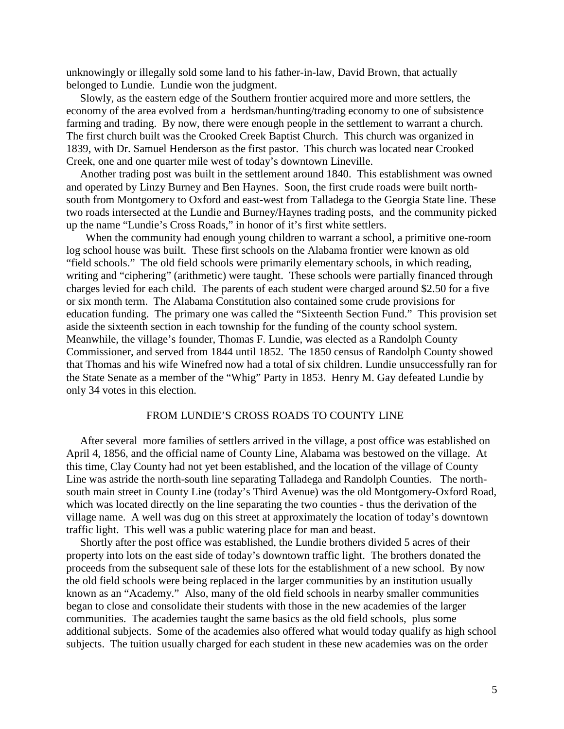unknowingly or illegally sold some land to his father-in-law, David Brown, that actually belonged to Lundie. Lundie won the judgment.

Slowly, as the eastern edge of the Southern frontier acquired more and more settlers, the economy of the area evolved from a herdsman/hunting/trading economy to one of subsistence farming and trading. By now, there were enough people in the settlement to warrant a church. The first church built was the Crooked Creek Baptist Church. This church was organized in 1839, with Dr. Samuel Henderson as the first pastor. This church was located near Crooked Creek, one and one quarter mile west of today's downtown Lineville.

Another trading post was built in the settlement around 1840. This establishment was owned and operated by Linzy Burney and Ben Haynes. Soon, the first crude roads were built north-south from Montgomery to Oxford and east-west from Talladega to the Georgia State line. These two roads intersected at the Lundie and Burney/Haynes trading posts, and the community picked up the name "Lundie's Cross Roads," in honor of it's first white settlers.

When the community had enough young children to warrant a school, a primitive one-room log school house was built. These first schools on the Alabama frontier were known as old "field schools." The old field schools were primarily elementary schools, in which reading, writing and "ciphering" (arithmetic) were taught. These schools were partially financed through charges levied for each child. The parents of each student were charged around $2.50 for a five or six month term. The Alabama Constitution also contained some crude provisions for education funding. The primary one was called the "Sixteenth Section Fund." This provision set aside the sixteenth section in each township for the funding of the county school system. Meanwhile, the village's founder, Thomas F. Lundie, was elected as a Randolph County Commissioner, and served from 1844 until 1852. The 1850 census of Randolph County showed that Thomas and his wife Winefred now had a total of six children. Lundie unsuccessfully ran for the State Senate as a member of the "Whig" Party in 1853. Henry M. Gay defeated Lundie by only 34 votes in this election.

## FROM LUNDIE'S CROSS ROADS TO COUNTY LINE

After several more families of settlers arrived in the village, a post office was established on April 4, 1856, and the official name of County Line, Alabama was bestowed on the village. At this time, Clay County had not yet been established, and the location of the village of County Line was astride the north-south line separating Talladega and Randolph Counties. The north-south main street in County Line (today's Third Avenue) was the old Montgomery-Oxford Road, which was located directly on the line separating the two counties - thus the derivation of the village name. A well was dug on this street at approximately the location of today's downtown traffic light. This well was a public watering place for man and beast.

Shortly after the post office was established, the Lundie brothers divided 5 acres of their property into lots on the east side of today's downtown traffic light. The brothers donated the proceeds from the subsequent sale of these lots for the establishment of a new school. By now the old field schools were being replaced in the larger communities by an institution usually known as an "Academy." Also, many of the old field schools in nearby smaller communities began to close and consolidate their students with those in the new academies of the larger communities. The academies taught the same basics as the old field schools, plus some additional subjects. Some of the academies also offered what would today qualify as high school subjects. The tuition usually charged for each student in these new academies was on the order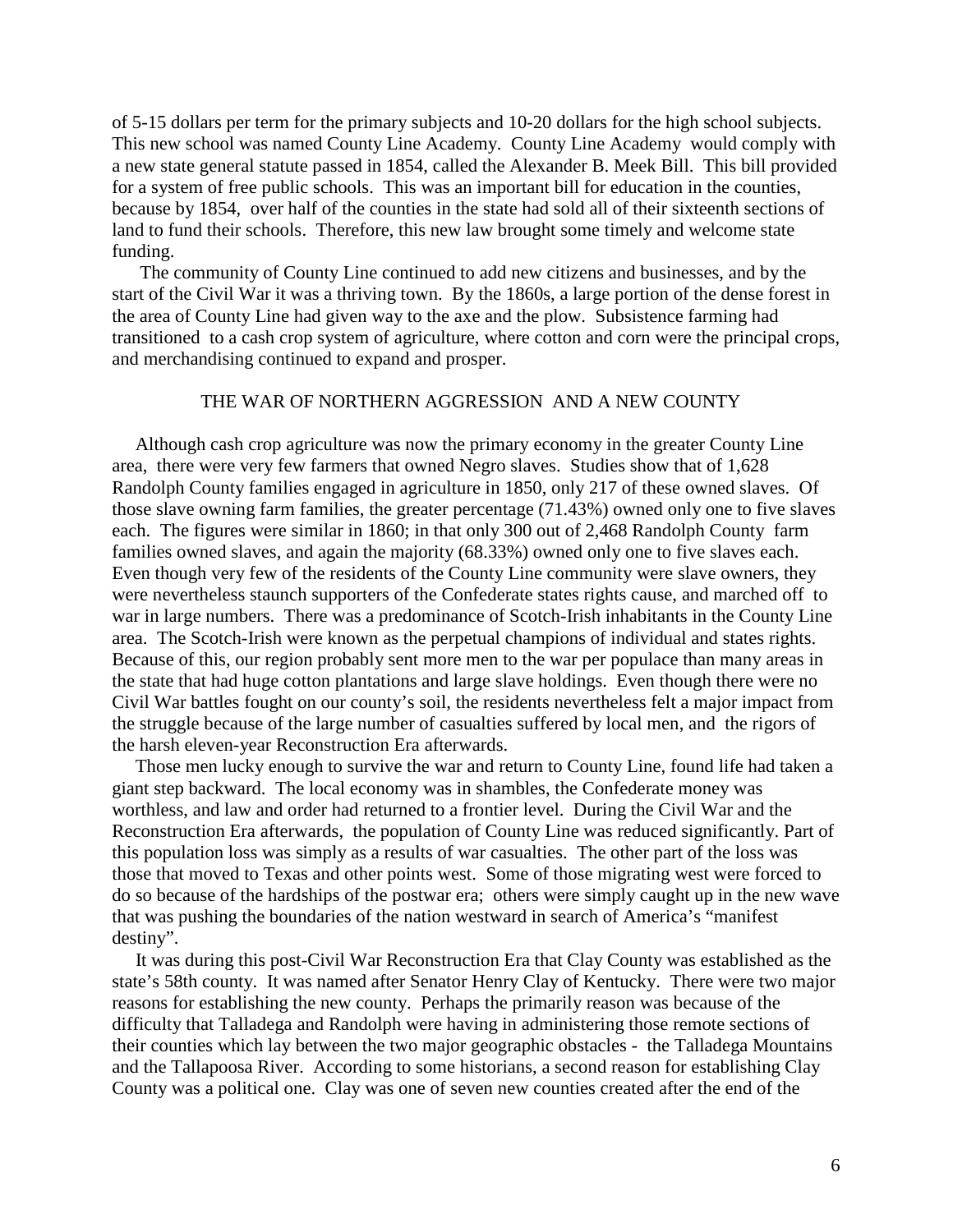of 5-15 dollars per term for the primary subjects and 10-20 dollars for the high school subjects. This new school was named County Line Academy. County Line Academy would comply with a new state general statute passed in 1854, called the Alexander B. Meek Bill. This bill provided for a system of free public schools. This was an important bill for education in the counties, because by 1854, over half of the counties in the state had sold all of their sixteenth sections of land to fund their schools. Therefore, this new law brought some timely and welcome state funding.

The community of County Line continued to add new citizens and businesses, and by the start of the Civil War it was a thriving town. By the 1860s, a large portion of the dense forest in the area of County Line had given way to the axe and the plow. Subsistence farming had transitioned to a cash crop system of agriculture, where cotton and corn were the principal crops, and merchandising continued to expand and prosper.

## THE WAR OF NORTHERN AGGRESSION AND A NEW COUNTY

Although cash crop agriculture was now the primary economy in the greater County Line area, there were very few farmers that owned Negro slaves. Studies show that of 1,628 Randolph County families engaged in agriculture in 1850, only 217 of these owned slaves. Of those slave owning farm families, the greater percentage (71.43%) owned only one to five slaves each. The figures were similar in 1860; in that only 300 out of 2,468 Randolph County farm families owned slaves, and again the majority (68.33%) owned only one to five slaves each. Even though very few of the residents of the County Line community were slave owners, they were nevertheless staunch supporters of the Confederate states rights cause, and marched off to war in large numbers. There was a predominance of Scotch-Irish inhabitants in the County Line area. The Scotch-Irish were known as the perpetual champions of individual and states rights. Because of this, our region probably sent more men to the war per populace than many areas in the state that had huge cotton plantations and large slave holdings. Even though there were no Civil War battles fought on our county's soil, the residents nevertheless felt a major impact from the struggle because of the large number of casualties suffered by local men, and the rigors of the harsh eleven-year Reconstruction Era afterwards.

Those men lucky enough to survive the war and return to County Line, found life had taken a giant step backward. The local economy was in shambles, the Confederate money was worthless, and law and order had returned to a frontier level. During the Civil War and the Reconstruction Era afterwards, the population of County Line was reduced significantly. Part of this population loss was simply as a results of war casualties. The other part of the loss was those that moved to Texas and other points west. Some of those migrating west were forced to do so because of the hardships of the postwar era; others were simply caught up in the new wave that was pushing the boundaries of the nation westward in search of America's "manifest destiny".

It was during this post-Civil War Reconstruction Era that Clay County was established as the state's 58th county. It was named after Senator Henry Clay of Kentucky. There were two major reasons for establishing the new county. Perhaps the primarily reason was because of the difficulty that Talladega and Randolph were having in administering those remote sections of their counties which lay between the two major geographic obstacles - the Talladega Mountains and the Tallapoosa River. According to some historians, a second reason for establishing Clay County was a political one. Clay was one of seven new counties created after the end of the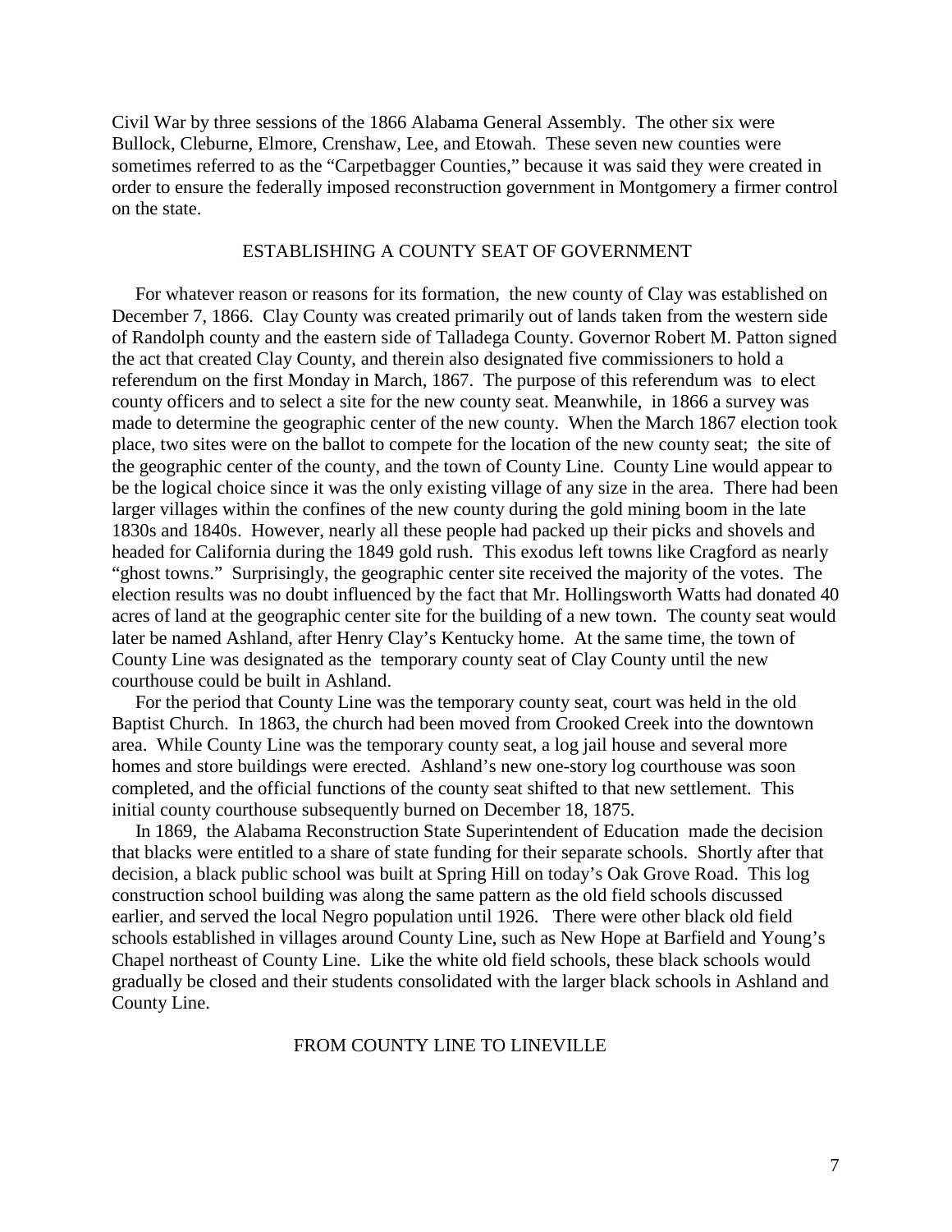Civil War by three sessions of the 1866 Alabama General Assembly. The other six were Bullock, Cleburne, Elmore, Crenshaw, Lee, and Etowah. These seven new counties were sometimes referred to as the "Carpetbagger Counties," because it was said they were created in order to ensure the federally imposed reconstruction government in Montgomery a firmer control on the state.

## ESTABLISHING A COUNTY SEAT OF GOVERNMENT

For whatever reason or reasons for its formation, the new county of Clay was established on December 7, 1866. Clay County was created primarily out of lands taken from the western side of Randolph county and the eastern side of Talladega County. Governor Robert M. Patton signed the act that created Clay County, and therein also designated five commissioners to hold a referendum on the first Monday in March, 1867. The purpose of this referendum was to elect county officers and to select a site for the new county seat. Meanwhile, in 1866 a survey was made to determine the geographic center of the new county. When the March 1867 election took place, two sites were on the ballot to compete for the location of the new county seat; the site of the geographic center of the county, and the town of County Line. County Line would appear to be the logical choice since it was the only existing village of any size in the area. There had been larger villages within the confines of the new county during the gold mining boom in the late 1830s and 1840s. However, nearly all these people had packed up their picks and shovels and headed for California during the 1849 gold rush. This exodus left towns like Cragford as nearly "ghost towns." Surprisingly, the geographic center site received the majority of the votes. The election results was no doubt influenced by the fact that Mr. Hollingsworth Watts had donated 40 acres of land at the geographic center site for the building of a new town. The county seat would later be named Ashland, after Henry Clay's Kentucky home. At the same time, the town of County Line was designated as the temporary county seat of Clay County until the new courthouse could be built in Ashland.

For the period that County Line was the temporary county seat, court was held in the old Baptist Church. In 1863, the church had been moved from Crooked Creek into the downtown area. While County Line was the temporary county seat, a log jail house and several more homes and store buildings were erected. Ashland's new one-story log courthouse was soon completed, and the official functions of the county seat shifted to that new settlement. This initial county courthouse subsequently burned on December 18, 1875.

In 1869, the Alabama Reconstruction State Superintendent of Education made the decision that blacks were entitled to a share of state funding for their separate schools. Shortly after that decision, a black public school was built at Spring Hill on today's Oak Grove Road. This log construction school building was along the same pattern as the old field schools discussed earlier, and served the local Negro population until 1926. There were other black old field schools established in villages around County Line, such as New Hope at Barfield and Young's Chapel northeast of County Line. Like the white old field schools, these black schools would gradually be closed and their students consolidated with the larger black schools in Ashland and County Line.

## FROM COUNTY LINE TO LINEVILLE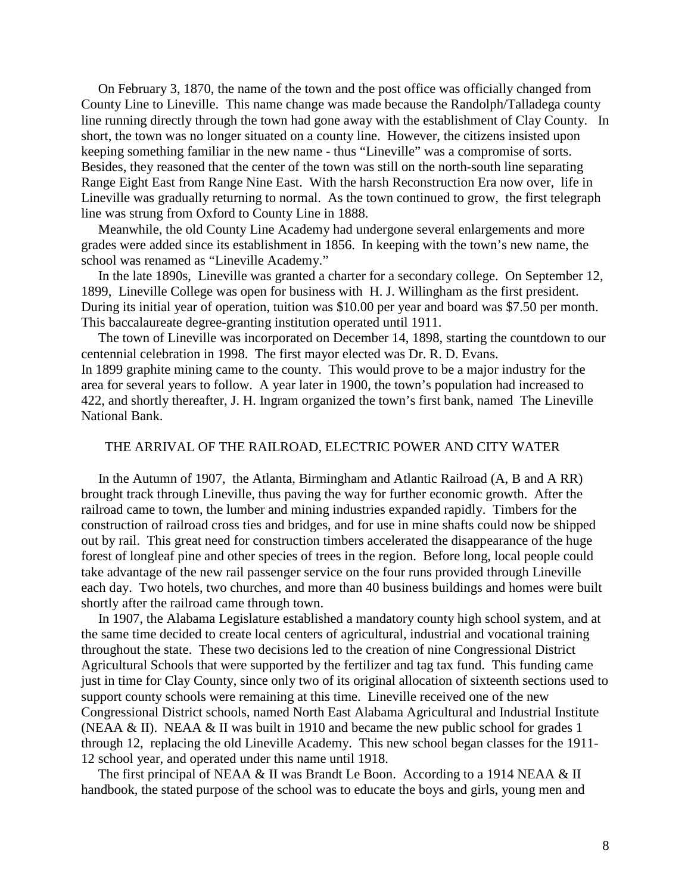On February 3, 1870, the name of the town and the post office was officially changed from County Line to Lineville. This name change was made because the Randolph/Talladega county line running directly through the town had gone away with the establishment of Clay County. In short, the town was no longer situated on a county line. However, the citizens insisted upon keeping something familiar in the new name - thus "Lineville" was a compromise of sorts. Besides, they reasoned that the center of the town was still on the north-south line separating Range Eight East from Range Nine East. With the harsh Reconstruction Era now over, life in Lineville was gradually returning to normal. As the town continued to grow, the first telegraph line was strung from Oxford to County Line in 1888.

Meanwhile, the old County Line Academy had undergone several enlargements and more grades were added since its establishment in 1856. In keeping with the town's new name, the school was renamed as "Lineville Academy."

In the late 1890s, Lineville was granted a charter for a secondary college. On September 12, 1899, Lineville College was open for business with H. J. Willingham as the first president. During its initial year of operation, tuition was $10.00 per year and board was $7.50 per month. This baccalaureate degree-granting institution operated until 1911.

The town of Lineville was incorporated on December 14, 1898, starting the countdown to our centennial celebration in 1998. The first mayor elected was Dr. R. D. Evans.
In 1899 graphite mining came to the county. This would prove to be a major industry for the area for several years to follow. A year later in 1900, the town's population had increased to 422, and shortly thereafter, J. H. Ingram organized the town's first bank, named The Lineville National Bank.

## THE ARRIVAL OF THE RAILROAD, ELECTRIC POWER AND CITY WATER

In the Autumn of 1907, the Atlanta, Birmingham and Atlantic Railroad (A, B and A RR) brought track through Lineville, thus paving the way for further economic growth. After the railroad came to town, the lumber and mining industries expanded rapidly. Timbers for the construction of railroad cross ties and bridges, and for use in mine shafts could now be shipped out by rail. This great need for construction timbers accelerated the disappearance of the huge forest of longleaf pine and other species of trees in the region. Before long, local people could take advantage of the new rail passenger service on the four runs provided through Lineville each day. Two hotels, two churches, and more than 40 business buildings and homes were built shortly after the railroad came through town.

In 1907, the Alabama Legislature established a mandatory county high school system, and at the same time decided to create local centers of agricultural, industrial and vocational training throughout the state. These two decisions led to the creation of nine Congressional District Agricultural Schools that were supported by the fertilizer and tag tax fund. This funding came just in time for Clay County, since only two of its original allocation of sixteenth sections used to support county schools were remaining at this time. Lineville received one of the new Congressional District schools, named North East Alabama Agricultural and Industrial Institute (NEAA & II). NEAA & II was built in 1910 and became the new public school for grades 1 through 12, replacing the old Lineville Academy. This new school began classes for the 1911-12 school year, and operated under this name until 1918.

The first principal of NEAA & II was Brandt Le Boon. According to a 1914 NEAA & II handbook, the stated purpose of the school was to educate the boys and girls, young men and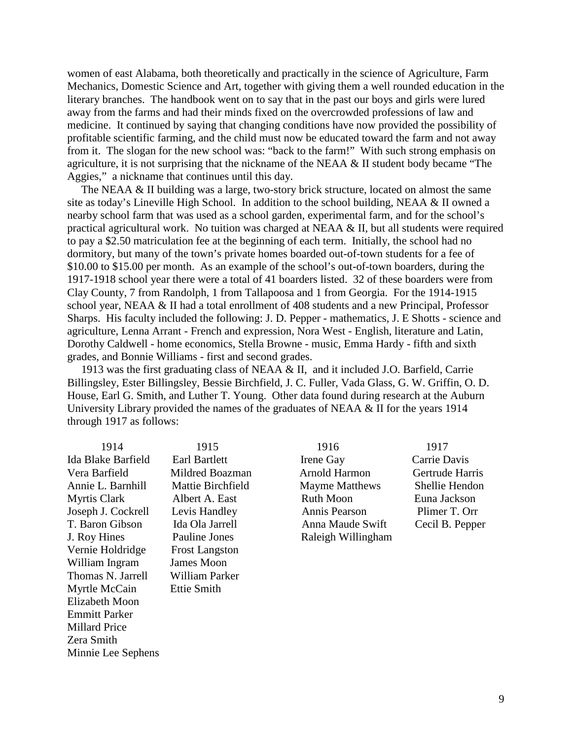women of east Alabama, both theoretically and practically in the science of Agriculture, Farm Mechanics, Domestic Science and Art, together with giving them a well rounded education in the literary branches. The handbook went on to say that in the past our boys and girls were lured away from the farms and had their minds fixed on the overcrowded professions of law and medicine. It continued by saying that changing conditions have now provided the possibility of profitable scientific farming, and the child must now be educated toward the farm and not away from it. The slogan for the new school was: "back to the farm!" With such strong emphasis on agriculture, it is not surprising that the nickname of the NEAA & II student body became "The Aggies," a nickname that continues until this day.

The NEAA & II building was a large, two-story brick structure, located on almost the same site as today's Lineville High School. In addition to the school building, NEAA & II owned a nearby school farm that was used as a school garden, experimental farm, and for the school's practical agricultural work. No tuition was charged at NEAA & II, but all students were required to pay a $2.50 matriculation fee at the beginning of each term. Initially, the school had no dormitory, but many of the town's private homes boarded out-of-town students for a fee of $10.00 to $15.00 per month. As an example of the school's out-of-town boarders, during the 1917-1918 school year there were a total of 41 boarders listed. 32 of these boarders were from Clay County, 7 from Randolph, 1 from Tallapoosa and 1 from Georgia. For the 1914-1915 school year, NEAA & II had a total enrollment of 408 students and a new Principal, Professor Sharps. His faculty included the following: J. D. Pepper - mathematics, J. E Shotts - science and agriculture, Lenna Arrant - French and expression, Nora West - English, literature and Latin, Dorothy Caldwell - home economics, Stella Browne - music, Emma Hardy - fifth and sixth grades, and Bonnie Williams - first and second grades.

1913 was the first graduating class of NEAA & II, and it included J.O. Barfield, Carrie Billingsley, Ester Billingsley, Bessie Birchfield, J. C. Fuller, Vada Glass, G. W. Griffin, O. D. House, Earl G. Smith, and Luther T. Young. Other data found during research at the Auburn University Library provided the names of the graduates of NEAA & II for the years 1914 through 1917 as follows:

| 1914 | 1915 | 1916 | 1917 |
|---|---|---|---|
| Ida Blake Barfield | Earl Bartlett | Irene Gay | Carrie Davis |
| Vera Barfield | Mildred Boazman | Arnold Harmon | Gertrude Harris |
| Annie L. Barnhill | Mattie Birchfield | Mayme Matthews | Shellie Hendon |
| Myrtis Clark | Albert A. East | Ruth Moon | Euna Jackson |
| Joseph J. Cockrell | Levis Handley | Annis Pearson | Plimer T. Orr |
| T. Baron Gibson | Ida Ola Jarrell | Anna Maude Swift | Cecil B. Pepper |
| J. Roy Hines | Pauline Jones | Raleigh Willingham | |
| Vernie Holdridge | Frost Langston | | |
| William Ingram | James Moon | | |
| Thomas N. Jarrell | William Parker | | |
| Myrtle McCain | Ettie Smith | | |
| Elizabeth Moon | | | |
| Emmitt Parker | | | |
| Millard Price | | | |
| Zera Smith | | | |
| Minnie Lee Sephens | | | |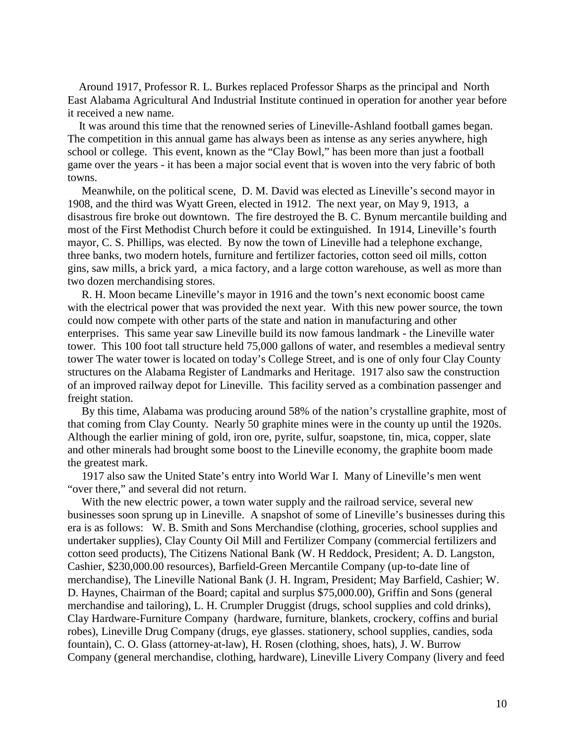Around 1917, Professor R. L. Burkes replaced Professor Sharps as the principal and North East Alabama Agricultural And Industrial Institute continued in operation for another year before it received a new name.

It was around this time that the renowned series of Lineville-Ashland football games began. The competition in this annual game has always been as intense as any series anywhere, high school or college. This event, known as the "Clay Bowl," has been more than just a football game over the years - it has been a major social event that is woven into the very fabric of both towns.

Meanwhile, on the political scene, D. M. David was elected as Lineville's second mayor in 1908, and the third was Wyatt Green, elected in 1912. The next year, on May 9, 1913, a disastrous fire broke out downtown. The fire destroyed the B. C. Bynum mercantile building and most of the First Methodist Church before it could be extinguished. In 1914, Lineville's fourth mayor, C. S. Phillips, was elected. By now the town of Lineville had a telephone exchange, three banks, two modern hotels, furniture and fertilizer factories, cotton seed oil mills, cotton gins, saw mills, a brick yard, a mica factory, and a large cotton warehouse, as well as more than two dozen merchandising stores.

R. H. Moon became Lineville's mayor in 1916 and the town's next economic boost came with the electrical power that was provided the next year. With this new power source, the town could now compete with other parts of the state and nation in manufacturing and other enterprises. This same year saw Lineville build its now famous landmark - the Lineville water tower. This 100 foot tall structure held 75,000 gallons of water, and resembles a medieval sentry tower The water tower is located on today's College Street, and is one of only four Clay County structures on the Alabama Register of Landmarks and Heritage. 1917 also saw the construction of an improved railway depot for Lineville. This facility served as a combination passenger and freight station.

By this time, Alabama was producing around 58% of the nation's crystalline graphite, most of that coming from Clay County. Nearly 50 graphite mines were in the county up until the 1920s. Although the earlier mining of gold, iron ore, pyrite, sulfur, soapstone, tin, mica, copper, slate and other minerals had brought some boost to the Lineville economy, the graphite boom made the greatest mark.

1917 also saw the United State's entry into World War I. Many of Lineville's men went "over there," and several did not return.

With the new electric power, a town water supply and the railroad service, several new businesses soon sprung up in Lineville. A snapshot of some of Lineville's businesses during this era is as follows: W. B. Smith and Sons Merchandise (clothing, groceries, school supplies and undertaker supplies), Clay County Oil Mill and Fertilizer Company (commercial fertilizers and cotton seed products), The Citizens National Bank (W. H Reddock, President; A. D. Langston, Cashier, $230,000.00 resources), Barfield-Green Mercantile Company (up-to-date line of merchandise), The Lineville National Bank (J. H. Ingram, President; May Barfield, Cashier; W. D. Haynes, Chairman of the Board; capital and surplus $75,000.00), Griffin and Sons (general merchandise and tailoring), L. H. Crumpler Druggist (drugs, school supplies and cold drinks), Clay Hardware-Furniture Company (hardware, furniture, blankets, crockery, coffins and burial robes), Lineville Drug Company (drugs, eye glasses. stationery, school supplies, candies, soda fountain), C. O. Glass (attorney-at-law), H. Rosen (clothing, shoes, hats), J. W. Burrow Company (general merchandise, clothing, hardware), Lineville Livery Company (livery and feed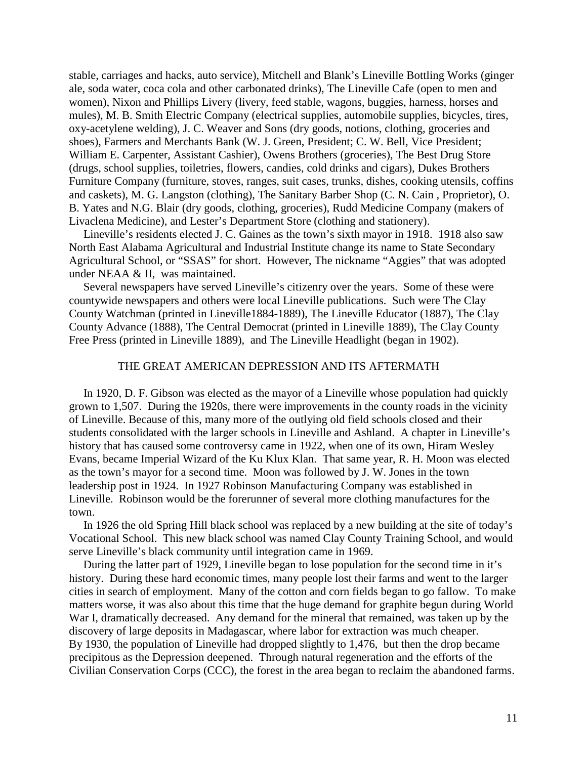stable, carriages and hacks, auto service), Mitchell and Blank's Lineville Bottling Works (ginger ale, soda water, coca cola and other carbonated drinks), The Lineville Cafe (open to men and women), Nixon and Phillips Livery (livery, feed stable, wagons, buggies, harness, horses and mules), M. B. Smith Electric Company (electrical supplies, automobile supplies, bicycles, tires, oxy-acetylene welding), J. C. Weaver and Sons (dry goods, notions, clothing, groceries and shoes), Farmers and Merchants Bank (W. J. Green, President; C. W. Bell, Vice President; William E. Carpenter, Assistant Cashier), Owens Brothers (groceries), The Best Drug Store (drugs, school supplies, toiletries, flowers, candies, cold drinks and cigars), Dukes Brothers Furniture Company (furniture, stoves, ranges, suit cases, trunks, dishes, cooking utensils, coffins and caskets), M. G. Langston (clothing), The Sanitary Barber Shop (C. N. Cain , Proprietor), O. B. Yates and N.G. Blair (dry goods, clothing, groceries), Rudd Medicine Company (makers of Livaclena Medicine), and Lester's Department Store (clothing and stationery).

Lineville's residents elected J. C. Gaines as the town's sixth mayor in 1918. 1918 also saw North East Alabama Agricultural and Industrial Institute change its name to State Secondary Agricultural School, or "SSAS" for short. However, The nickname "Aggies" that was adopted under NEAA & II, was maintained.

Several newspapers have served Lineville's citizenry over the years. Some of these were countywide newspapers and others were local Lineville publications. Such were The Clay County Watchman (printed in Lineville1884-1889), The Lineville Educator (1887), The Clay County Advance (1888), The Central Democrat (printed in Lineville 1889), The Clay County Free Press (printed in Lineville 1889), and The Lineville Headlight (began in 1902).

## THE GREAT AMERICAN DEPRESSION AND ITS AFTERMATH

In 1920, D. F. Gibson was elected as the mayor of a Lineville whose population had quickly grown to 1,507. During the 1920s, there were improvements in the county roads in the vicinity of Lineville. Because of this, many more of the outlying old field schools closed and their students consolidated with the larger schools in Lineville and Ashland. A chapter in Lineville's history that has caused some controversy came in 1922, when one of its own, Hiram Wesley Evans, became Imperial Wizard of the Ku Klux Klan. That same year, R. H. Moon was elected as the town's mayor for a second time. Moon was followed by J. W. Jones in the town leadership post in 1924. In 1927 Robinson Manufacturing Company was established in Lineville. Robinson would be the forerunner of several more clothing manufactures for the town.

In 1926 the old Spring Hill black school was replaced by a new building at the site of today's Vocational School. This new black school was named Clay County Training School, and would serve Lineville's black community until integration came in 1969.

During the latter part of 1929, Lineville began to lose population for the second time in it's history. During these hard economic times, many people lost their farms and went to the larger cities in search of employment. Many of the cotton and corn fields began to go fallow. To make matters worse, it was also about this time that the huge demand for graphite begun during World War I, dramatically decreased. Any demand for the mineral that remained, was taken up by the discovery of large deposits in Madagascar, where labor for extraction was much cheaper. By 1930, the population of Lineville had dropped slightly to 1,476, but then the drop became precipitous as the Depression deepened. Through natural regeneration and the efforts of the Civilian Conservation Corps (CCC), the forest in the area began to reclaim the abandoned farms.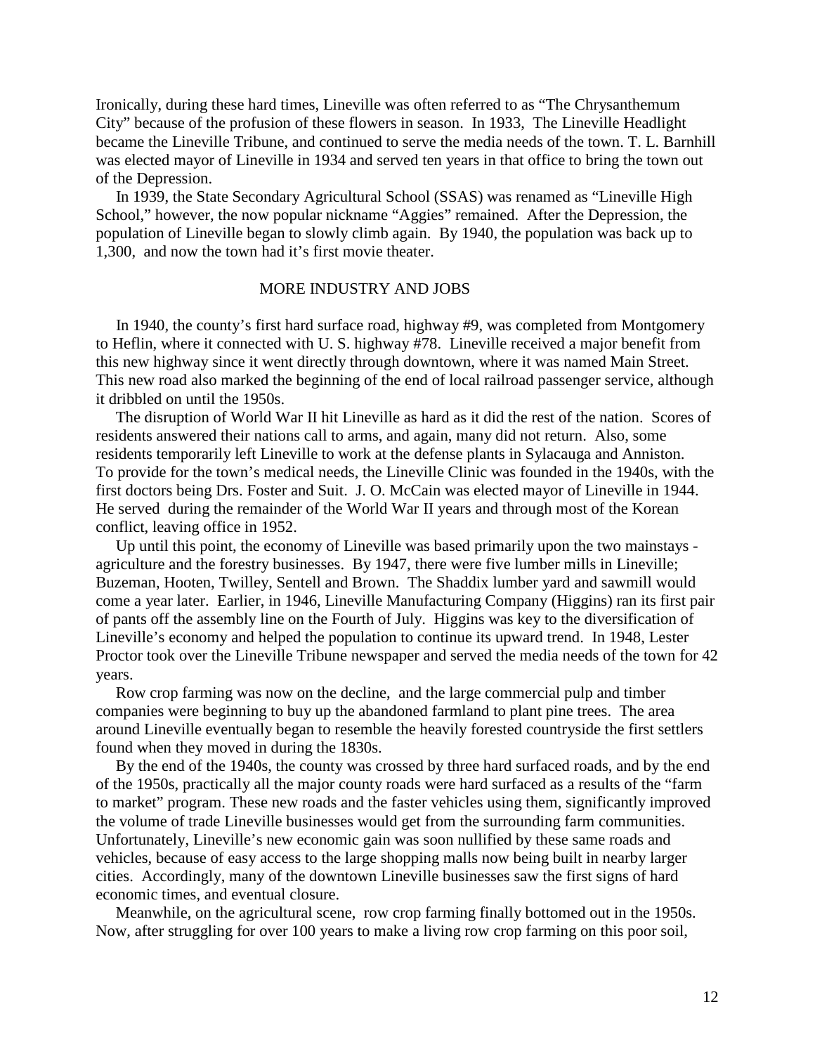Ironically, during these hard times, Lineville was often referred to as "The Chrysanthemum City" because of the profusion of these flowers in season. In 1933, The Lineville Headlight became the Lineville Tribune, and continued to serve the media needs of the town. T. L. Barnhill was elected mayor of Lineville in 1934 and served ten years in that office to bring the town out of the Depression.

In 1939, the State Secondary Agricultural School (SSAS) was renamed as "Lineville High School," however, the now popular nickname "Aggies" remained. After the Depression, the population of Lineville began to slowly climb again. By 1940, the population was back up to 1,300, and now the town had it's first movie theater.

## MORE INDUSTRY AND JOBS

In 1940, the county's first hard surface road, highway #9, was completed from Montgomery to Heflin, where it connected with U. S. highway #78. Lineville received a major benefit from this new highway since it went directly through downtown, where it was named Main Street. This new road also marked the beginning of the end of local railroad passenger service, although it dribbled on until the 1950s.

The disruption of World War II hit Lineville as hard as it did the rest of the nation. Scores of residents answered their nations call to arms, and again, many did not return. Also, some residents temporarily left Lineville to work at the defense plants in Sylacauga and Anniston. To provide for the town's medical needs, the Lineville Clinic was founded in the 1940s, with the first doctors being Drs. Foster and Suit. J. O. McCain was elected mayor of Lineville in 1944. He served during the remainder of the World War II years and through most of the Korean conflict, leaving office in 1952.

Up until this point, the economy of Lineville was based primarily upon the two mainstays - agriculture and the forestry businesses. By 1947, there were five lumber mills in Lineville; Buzeman, Hooten, Twilley, Sentell and Brown. The Shaddix lumber yard and sawmill would come a year later. Earlier, in 1946, Lineville Manufacturing Company (Higgins) ran its first pair of pants off the assembly line on the Fourth of July. Higgins was key to the diversification of Lineville's economy and helped the population to continue its upward trend. In 1948, Lester Proctor took over the Lineville Tribune newspaper and served the media needs of the town for 42 years.

Row crop farming was now on the decline, and the large commercial pulp and timber companies were beginning to buy up the abandoned farmland to plant pine trees. The area around Lineville eventually began to resemble the heavily forested countryside the first settlers found when they moved in during the 1830s.

By the end of the 1940s, the county was crossed by three hard surfaced roads, and by the end of the 1950s, practically all the major county roads were hard surfaced as a results of the "farm to market" program. These new roads and the faster vehicles using them, significantly improved the volume of trade Lineville businesses would get from the surrounding farm communities. Unfortunately, Lineville's new economic gain was soon nullified by these same roads and vehicles, because of easy access to the large shopping malls now being built in nearby larger cities. Accordingly, many of the downtown Lineville businesses saw the first signs of hard economic times, and eventual closure.

Meanwhile, on the agricultural scene, row crop farming finally bottomed out in the 1950s. Now, after struggling for over 100 years to make a living row crop farming on this poor soil,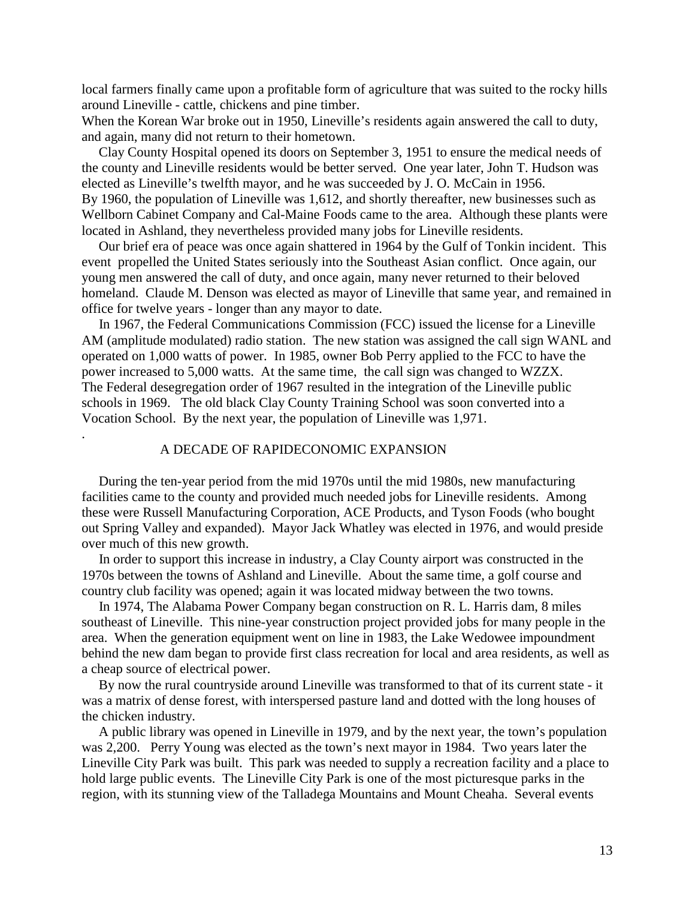local farmers finally came upon a profitable form of agriculture that was suited to the rocky hills around Lineville - cattle, chickens and pine timber.

When the Korean War broke out in 1950, Lineville's residents again answered the call to duty, and again, many did not return to their hometown.

Clay County Hospital opened its doors on September 3, 1951 to ensure the medical needs of the county and Lineville residents would be better served. One year later, John T. Hudson was elected as Lineville's twelfth mayor, and he was succeeded by J. O. McCain in 1956.

By 1960, the population of Lineville was 1,612, and shortly thereafter, new businesses such as Wellborn Cabinet Company and Cal-Maine Foods came to the area. Although these plants were located in Ashland, they nevertheless provided many jobs for Lineville residents.

Our brief era of peace was once again shattered in 1964 by the Gulf of Tonkin incident. This event propelled the United States seriously into the Southeast Asian conflict. Once again, our young men answered the call of duty, and once again, many never returned to their beloved homeland. Claude M. Denson was elected as mayor of Lineville that same year, and remained in office for twelve years - longer than any mayor to date.

In 1967, the Federal Communications Commission (FCC) issued the license for a Lineville AM (amplitude modulated) radio station. The new station was assigned the call sign WANL and operated on 1,000 watts of power. In 1985, owner Bob Perry applied to the FCC to have the power increased to 5,000 watts. At the same time, the call sign was changed to WZZX.

The Federal desegregation order of 1967 resulted in the integration of the Lineville public schools in 1969. The old black Clay County Training School was soon converted into a Vocation School. By the next year, the population of Lineville was 1,971.

.

## A DECADE OF RAPIDECONOMIC EXPANSION

During the ten-year period from the mid 1970s until the mid 1980s, new manufacturing facilities came to the county and provided much needed jobs for Lineville residents. Among these were Russell Manufacturing Corporation, ACE Products, and Tyson Foods (who bought out Spring Valley and expanded). Mayor Jack Whatley was elected in 1976, and would preside over much of this new growth.

In order to support this increase in industry, a Clay County airport was constructed in the 1970s between the towns of Ashland and Lineville. About the same time, a golf course and country club facility was opened; again it was located midway between the two towns.

In 1974, The Alabama Power Company began construction on R. L. Harris dam, 8 miles southeast of Lineville. This nine-year construction project provided jobs for many people in the area. When the generation equipment went on line in 1983, the Lake Wedowee impoundment behind the new dam began to provide first class recreation for local and area residents, as well as a cheap source of electrical power.

By now the rural countryside around Lineville was transformed to that of its current state - it was a matrix of dense forest, with interspersed pasture land and dotted with the long houses of the chicken industry.

A public library was opened in Lineville in 1979, and by the next year, the town's population was 2,200. Perry Young was elected as the town's next mayor in 1984. Two years later the Lineville City Park was built. This park was needed to supply a recreation facility and a place to hold large public events. The Lineville City Park is one of the most picturesque parks in the region, with its stunning view of the Talladega Mountains and Mount Cheaha. Several events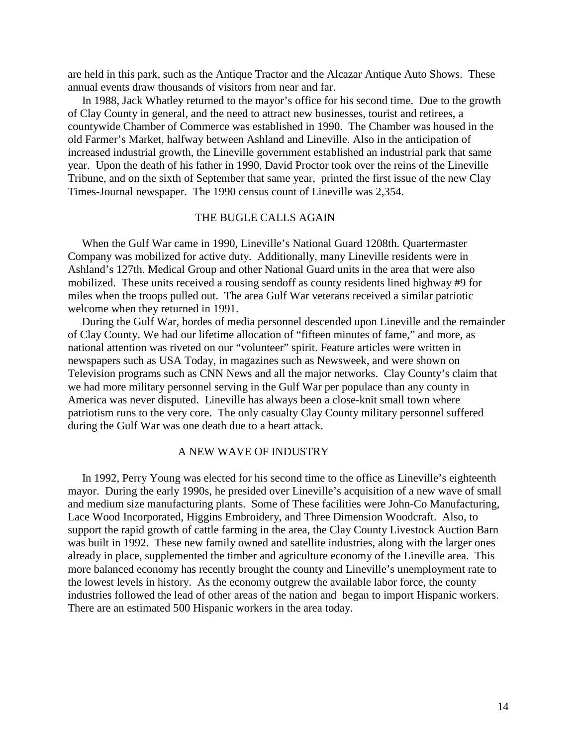are held in this park, such as the Antique Tractor and the Alcazar Antique Auto Shows. These annual events draw thousands of visitors from near and far.

In 1988, Jack Whatley returned to the mayor's office for his second time. Due to the growth of Clay County in general, and the need to attract new businesses, tourist and retirees, a countywide Chamber of Commerce was established in 1990. The Chamber was housed in the old Farmer's Market, halfway between Ashland and Lineville. Also in the anticipation of increased industrial growth, the Lineville government established an industrial park that same year. Upon the death of his father in 1990, David Proctor took over the reins of the Lineville Tribune, and on the sixth of September that same year, printed the first issue of the new Clay Times-Journal newspaper. The 1990 census count of Lineville was 2,354.

## THE BUGLE CALLS AGAIN

When the Gulf War came in 1990, Lineville's National Guard 1208th. Quartermaster Company was mobilized for active duty. Additionally, many Lineville residents were in Ashland's 127th. Medical Group and other National Guard units in the area that were also mobilized. These units received a rousing sendoff as county residents lined highway #9 for miles when the troops pulled out. The area Gulf War veterans received a similar patriotic welcome when they returned in 1991.

During the Gulf War, hordes of media personnel descended upon Lineville and the remainder of Clay County. We had our lifetime allocation of "fifteen minutes of fame," and more, as national attention was riveted on our "volunteer" spirit. Feature articles were written in newspapers such as USA Today, in magazines such as Newsweek, and were shown on Television programs such as CNN News and all the major networks. Clay County's claim that we had more military personnel serving in the Gulf War per populace than any county in America was never disputed. Lineville has always been a close-knit small town where patriotism runs to the very core. The only casualty Clay County military personnel suffered during the Gulf War was one death due to a heart attack.

## A NEW WAVE OF INDUSTRY

In 1992, Perry Young was elected for his second time to the office as Lineville's eighteenth mayor. During the early 1990s, he presided over Lineville's acquisition of a new wave of small and medium size manufacturing plants. Some of These facilities were John-Co Manufacturing, Lace Wood Incorporated, Higgins Embroidery, and Three Dimension Woodcraft. Also, to support the rapid growth of cattle farming in the area, the Clay County Livestock Auction Barn was built in 1992. These new family owned and satellite industries, along with the larger ones already in place, supplemented the timber and agriculture economy of the Lineville area. This more balanced economy has recently brought the county and Lineville's unemployment rate to the lowest levels in history. As the economy outgrew the available labor force, the county industries followed the lead of other areas of the nation and began to import Hispanic workers. There are an estimated 500 Hispanic workers in the area today.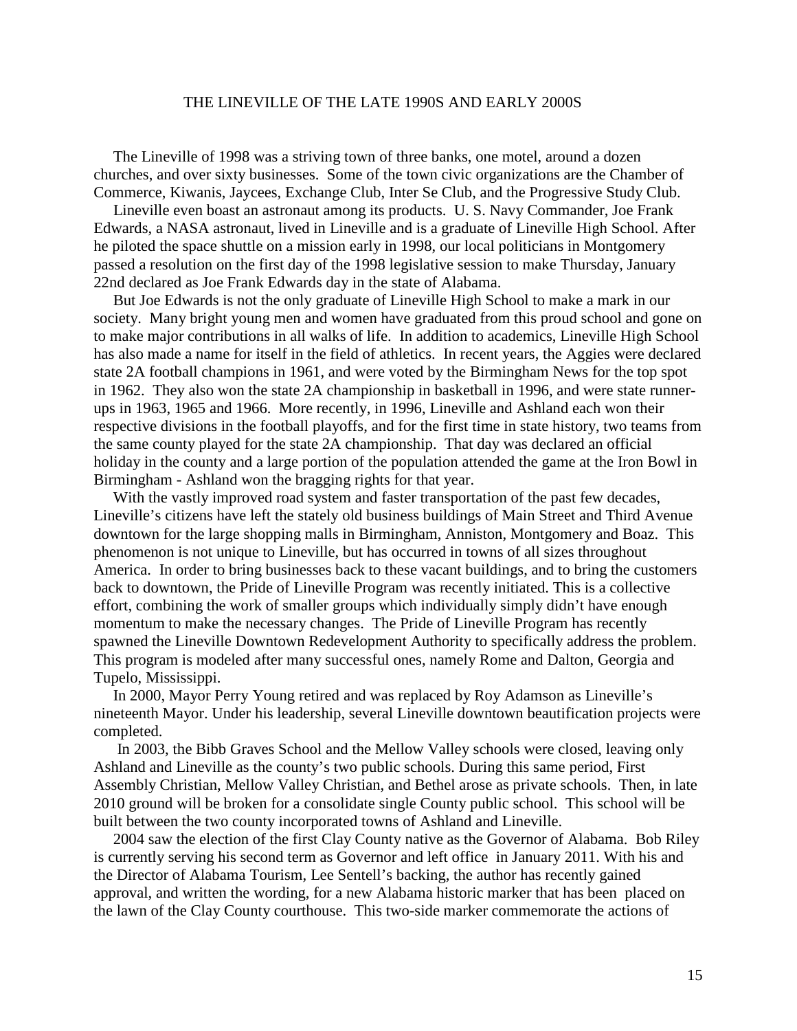## THE LINEVILLE OF THE LATE 1990S AND EARLY 2000S

The Lineville of 1998 was a striving town of three banks, one motel, around a dozen churches, and over sixty businesses. Some of the town civic organizations are the Chamber of Commerce, Kiwanis, Jaycees, Exchange Club, Inter Se Club, and the Progressive Study Club.

Lineville even boast an astronaut among its products. U. S. Navy Commander, Joe Frank Edwards, a NASA astronaut, lived in Lineville and is a graduate of Lineville High School. After he piloted the space shuttle on a mission early in 1998, our local politicians in Montgomery passed a resolution on the first day of the 1998 legislative session to make Thursday, January 22nd declared as Joe Frank Edwards day in the state of Alabama.

But Joe Edwards is not the only graduate of Lineville High School to make a mark in our society. Many bright young men and women have graduated from this proud school and gone on to make major contributions in all walks of life. In addition to academics, Lineville High School has also made a name for itself in the field of athletics. In recent years, the Aggies were declared state 2A football champions in 1961, and were voted by the Birmingham News for the top spot in 1962. They also won the state 2A championship in basketball in 1996, and were state runner-ups in 1963, 1965 and 1966. More recently, in 1996, Lineville and Ashland each won their respective divisions in the football playoffs, and for the first time in state history, two teams from the same county played for the state 2A championship. That day was declared an official holiday in the county and a large portion of the population attended the game at the Iron Bowl in Birmingham - Ashland won the bragging rights for that year.

With the vastly improved road system and faster transportation of the past few decades, Lineville's citizens have left the stately old business buildings of Main Street and Third Avenue downtown for the large shopping malls in Birmingham, Anniston, Montgomery and Boaz. This phenomenon is not unique to Lineville, but has occurred in towns of all sizes throughout America. In order to bring businesses back to these vacant buildings, and to bring the customers back to downtown, the Pride of Lineville Program was recently initiated. This is a collective effort, combining the work of smaller groups which individually simply didn't have enough momentum to make the necessary changes. The Pride of Lineville Program has recently spawned the Lineville Downtown Redevelopment Authority to specifically address the problem. This program is modeled after many successful ones, namely Rome and Dalton, Georgia and Tupelo, Mississippi.

In 2000, Mayor Perry Young retired and was replaced by Roy Adamson as Lineville's nineteenth Mayor. Under his leadership, several Lineville downtown beautification projects were completed.

In 2003, the Bibb Graves School and the Mellow Valley schools were closed, leaving only Ashland and Lineville as the county's two public schools. During this same period, First Assembly Christian, Mellow Valley Christian, and Bethel arose as private schools. Then, in late 2010 ground will be broken for a consolidate single County public school. This school will be built between the two county incorporated towns of Ashland and Lineville.

2004 saw the election of the first Clay County native as the Governor of Alabama. Bob Riley is currently serving his second term as Governor and left office in January 2011. With his and the Director of Alabama Tourism, Lee Sentell's backing, the author has recently gained approval, and written the wording, for a new Alabama historic marker that has been placed on the lawn of the Clay County courthouse. This two-side marker commemorate the actions of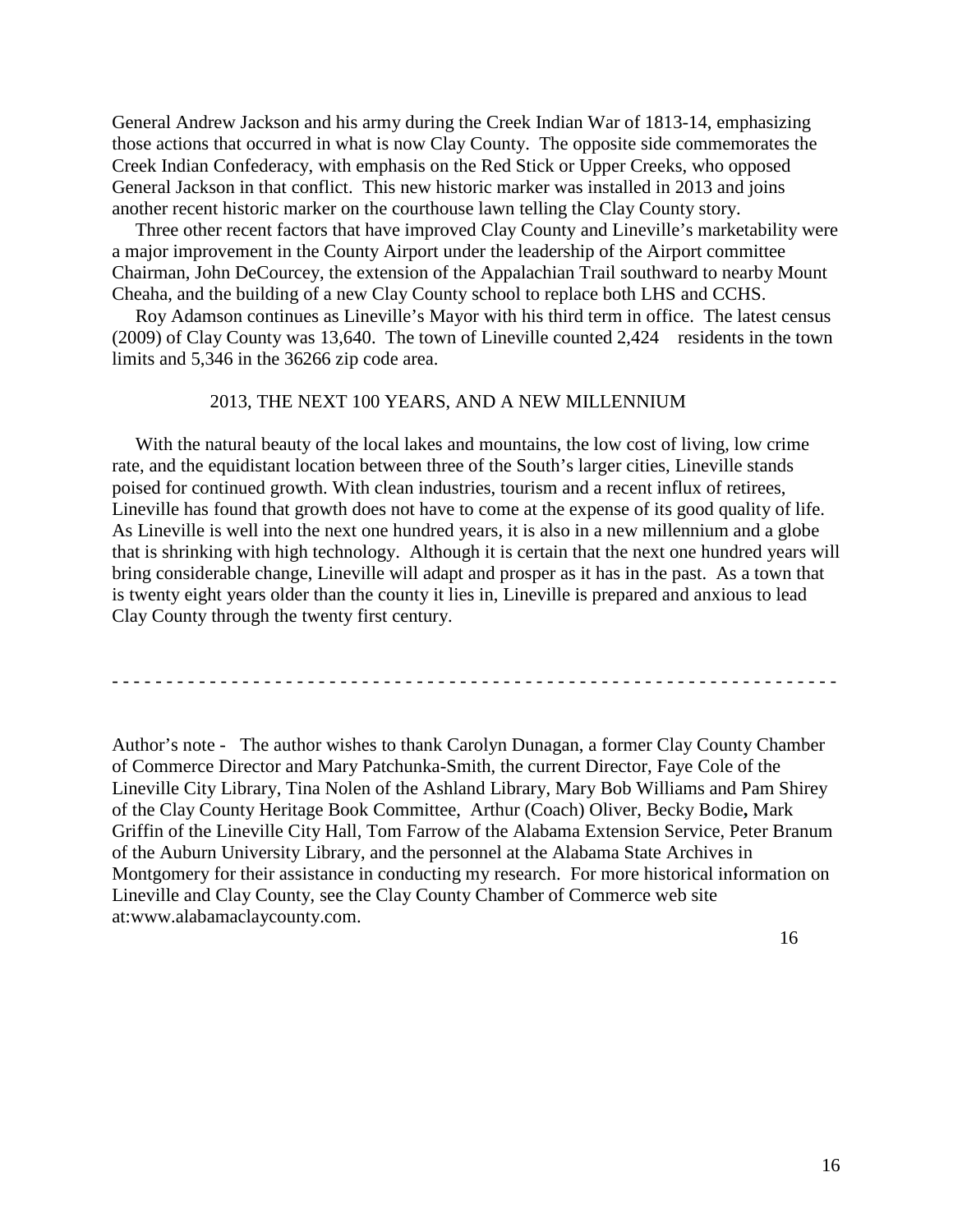General Andrew Jackson and his army during the Creek Indian War of 1813-14, emphasizing those actions that occurred in what is now Clay County. The opposite side commemorates the Creek Indian Confederacy, with emphasis on the Red Stick or Upper Creeks, who opposed General Jackson in that conflict. This new historic marker was installed in 2013 and joins another recent historic marker on the courthouse lawn telling the Clay County story.

Three other recent factors that have improved Clay County and Lineville's marketability were a major improvement in the County Airport under the leadership of the Airport committee Chairman, John DeCourcey, the extension of the Appalachian Trail southward to nearby Mount Cheaha, and the building of a new Clay County school to replace both LHS and CCHS.

Roy Adamson continues as Lineville's Mayor with his third term in office. The latest census (2009) of Clay County was 13,640. The town of Lineville counted 2,424 residents in the town limits and 5,346 in the 36266 zip code area.

## 2013, THE NEXT 100 YEARS, AND A NEW MILLENNIUM

With the natural beauty of the local lakes and mountains, the low cost of living, low crime rate, and the equidistant location between three of the South's larger cities, Lineville stands poised for continued growth. With clean industries, tourism and a recent influx of retirees, Lineville has found that growth does not have to come at the expense of its good quality of life. As Lineville is well into the next one hundred years, it is also in a new millennium and a globe that is shrinking with high technology. Although it is certain that the next one hundred years will bring considerable change, Lineville will adapt and prosper as it has in the past. As a town that is twenty eight years older than the county it lies in, Lineville is prepared and anxious to lead Clay County through the twenty first century.

---

Author's note - The author wishes to thank Carolyn Dunagan, a former Clay County Chamber of Commerce Director and Mary Patchunka-Smith, the current Director, Faye Cole of the Lineville City Library, Tina Nolen of the Ashland Library, Mary Bob Williams and Pam Shirey of the Clay County Heritage Book Committee, Arthur (Coach) Oliver, Becky Bodie**,** Mark Griffin of the Lineville City Hall, Tom Farrow of the Alabama Extension Service, Peter Branum of the Auburn University Library, and the personnel at the Alabama State Archives in Montgomery for their assistance in conducting my research. For more historical information on Lineville and Clay County, see the Clay County Chamber of Commerce web site at:www.alabamaclaycounty.com.